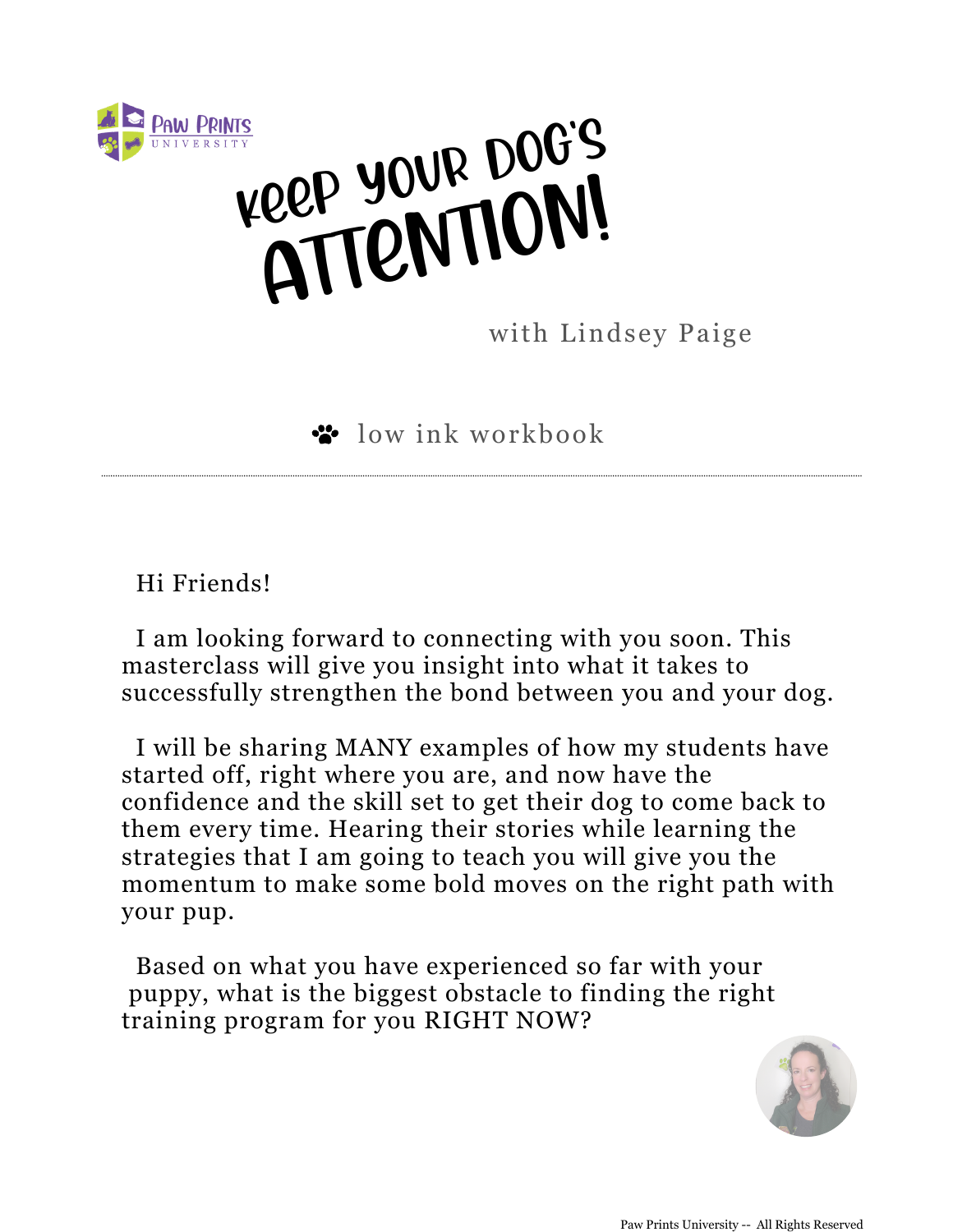PAW PRINTS UNIVERSITY

# Keep your dog's ATTENTION!

with Lindsey Paige

low ink workbook

---

Hi Friends!

I am looking forward to connecting with you soon. This masterclass will give you insight into what it takes to successfully strengthen the bond between you and your dog.

I will be sharing MANY examples of how my students have started off, right where you are, and now have the confidence and the skill set to get their dog to come back to them every time. Hearing their stories while learning the strategies that I am going to teach you will give you the momentum to make some bold moves on the right path with your pup.

Based on what you have experienced so far with your puppy, what is the biggest obstacle to finding the right training program for you RIGHT NOW?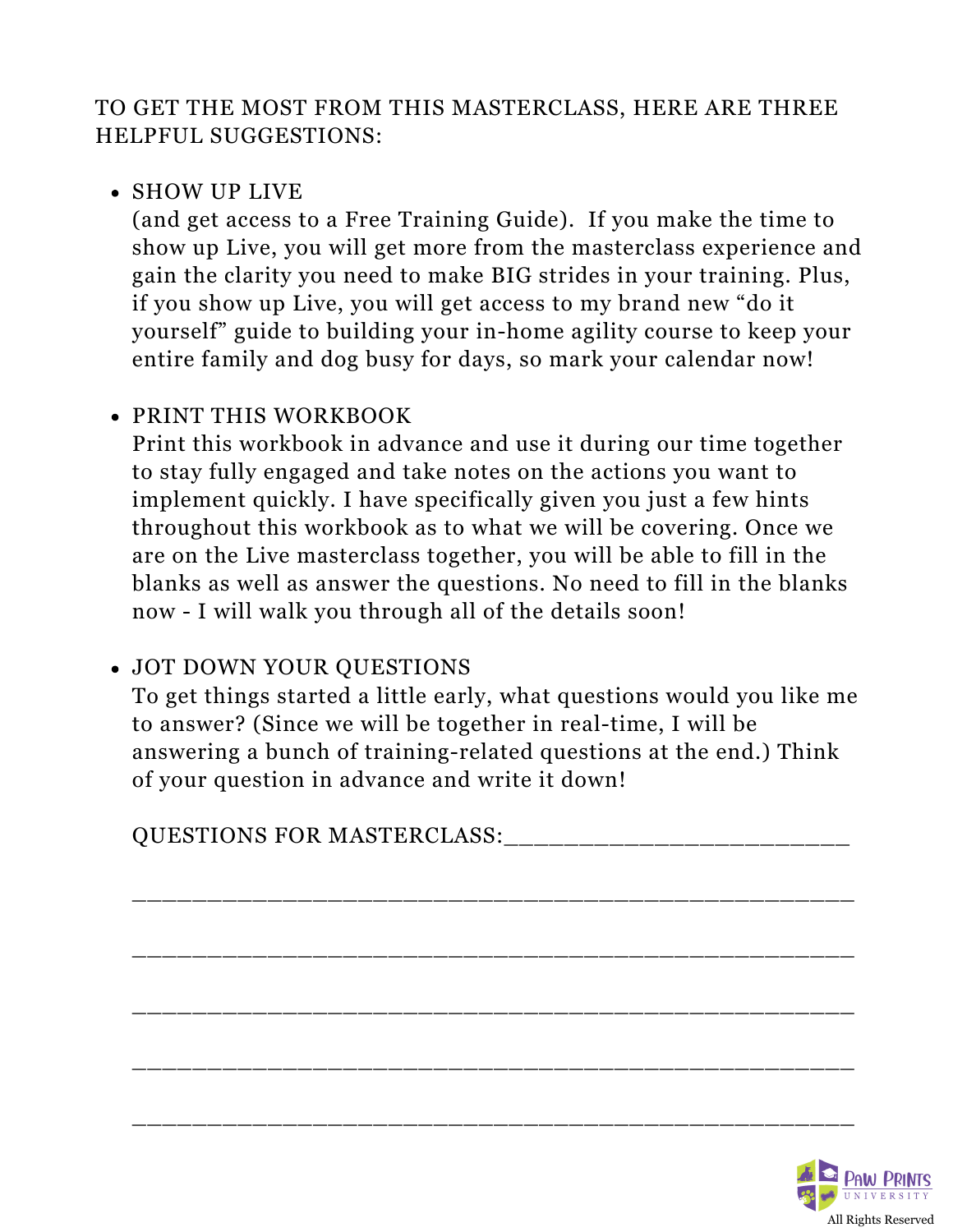TO GET THE MOST FROM THIS MASTERCLASS, HERE ARE THREE HELPFUL SUGGESTIONS:

- SHOW UP LIVE
  (and get access to a Free Training Guide). If you make the time to show up Live, you will get more from the masterclass experience and gain the clarity you need to make BIG strides in your training. Plus, if you show up Live, you will get access to my brand new "do it yourself" guide to building your in-home agility course to keep your entire family and dog busy for days, so mark your calendar now!

- PRINT THIS WORKBOOK
  Print this workbook in advance and use it during our time together to stay fully engaged and take notes on the actions you want to implement quickly. I have specifically given you just a few hints throughout this workbook as to what we will be covering. Once we are on the Live masterclass together, you will be able to fill in the blanks as well as answer the questions. No need to fill in the blanks now - I will walk you through all of the details soon!

- JOT DOWN YOUR QUESTIONS
  To get things started a little early, what questions would you like me to answer? (Since we will be together in real-time, I will be answering a bunch of training-related questions at the end.) Think of your question in advance and write it down!

  QUESTIONS FOR MASTERCLASS:_________________________

  _____________________________________________________

  _____________________________________________________

  _____________________________________________________

  _____________________________________________________

  _____________________________________________________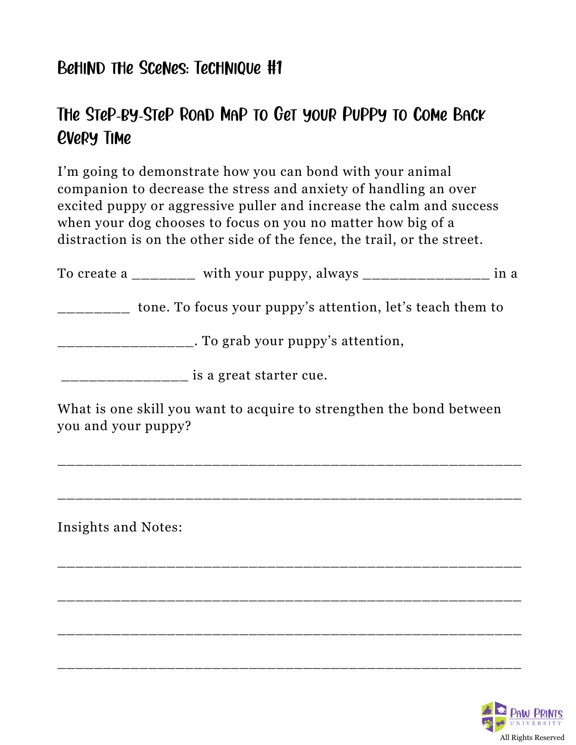## Behind the Scenes: Technique #1

## The Step-by-Step Road Map to Get your Puppy to Come Back Every Time

I'm going to demonstrate how you can bond with your animal companion to decrease the stress and anxiety of handling an over excited puppy or aggressive puller and increase the calm and success when your dog chooses to focus on you no matter how big of a distraction is on the other side of the fence, the trail, or the street.

To create a ________ with your puppy, always ________________ in a _________ tone. To focus your puppy's attention, let's teach them to _________________. To grab your puppy's attention, ________________ is a great starter cue.

What is one skill you want to acquire to strengthen the bond between you and your puppy?

___________________________________________________________

___________________________________________________________

Insights and Notes:

___________________________________________________________

___________________________________________________________

___________________________________________________________

___________________________________________________________

Paw Prints University

All Rights Reserved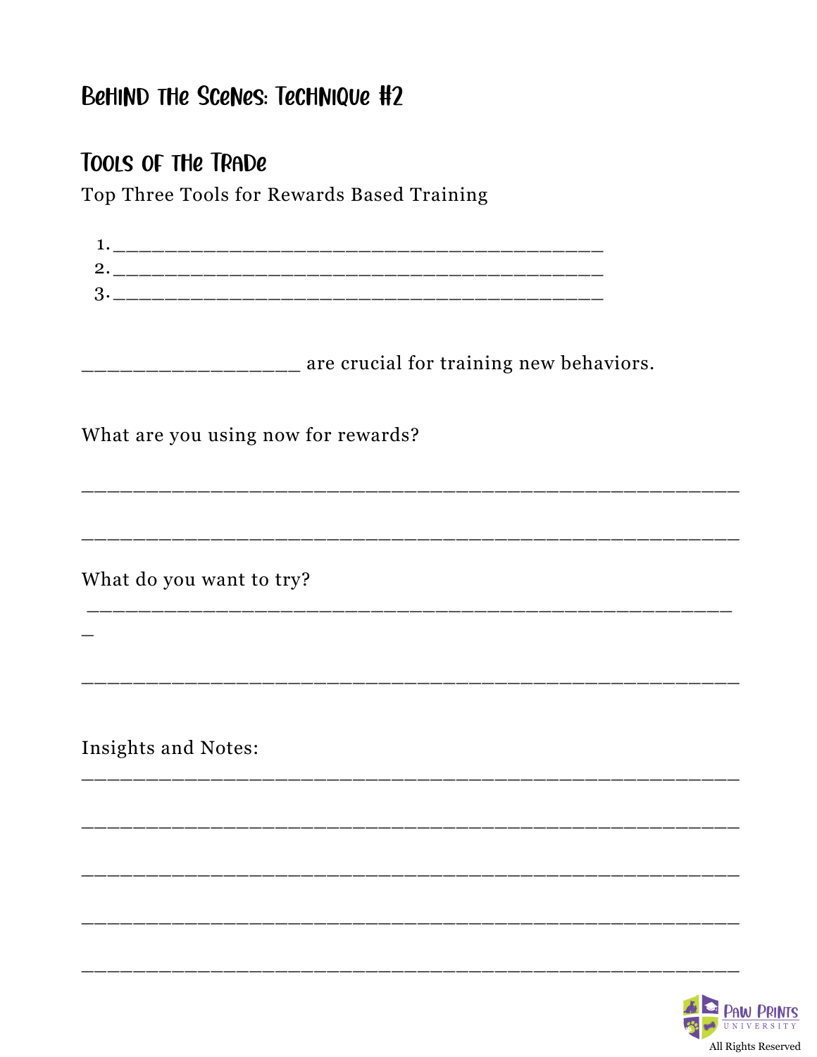## BeHIND THe SceNes: TecHNIQUe #2

### TOOLS OF THe TRADe

Top Three Tools for Rewards Based Training

1. ____________________________________________
2. ____________________________________________
3. ____________________________________________

____________________ are crucial for training new behaviors.

What are you using now for rewards?

____________________________________________________________

____________________________________________________________

What do you want to try?

____________________________________________________________

____________________________________________________________

Insights and Notes:

____________________________________________________________

____________________________________________________________

____________________________________________________________

____________________________________________________________

____________________________________________________________

Paw Prints University

All Rights Reserved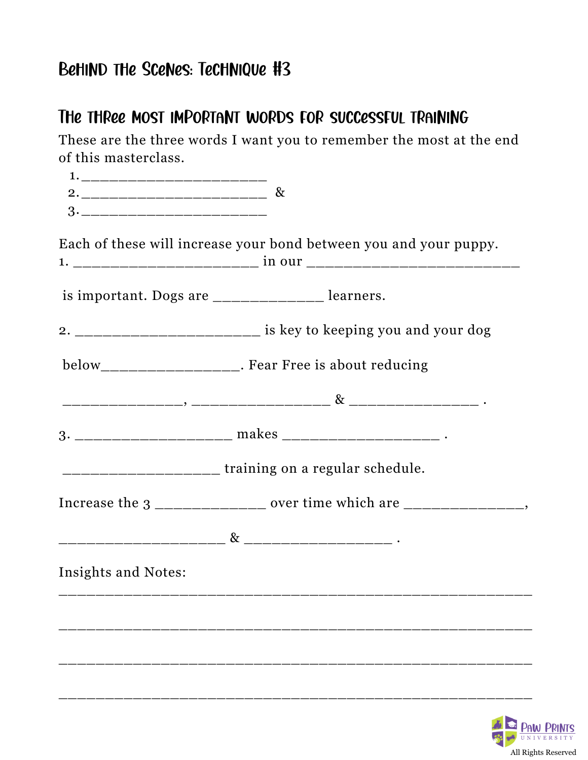## Behind the Scenes: Technique #3

### The Three Most Important Words for Successful Training

These are the three words I want you to remember the most at the end of this masterclass.

1. ________________________
2. ________________________ &
3. ________________________

Each of these will increase your bond between you and your puppy.

1. ________________________ in our ____________________________

is important. Dogs are ______________ learners.

2. ________________________ is key to keeping you and your dog

below__________________. Fear Free is about reducing

________________, __________________ & _________________ .

3. ____________________ makes ____________________ .

____________________ training on a regular schedule.

Increase the 3 ______________ over time which are _______________,

_____________________ & ___________________ .

Insights and Notes:

____________________________________________________________

____________________________________________________________

____________________________________________________________

____________________________________________________________

All Rights Reserved